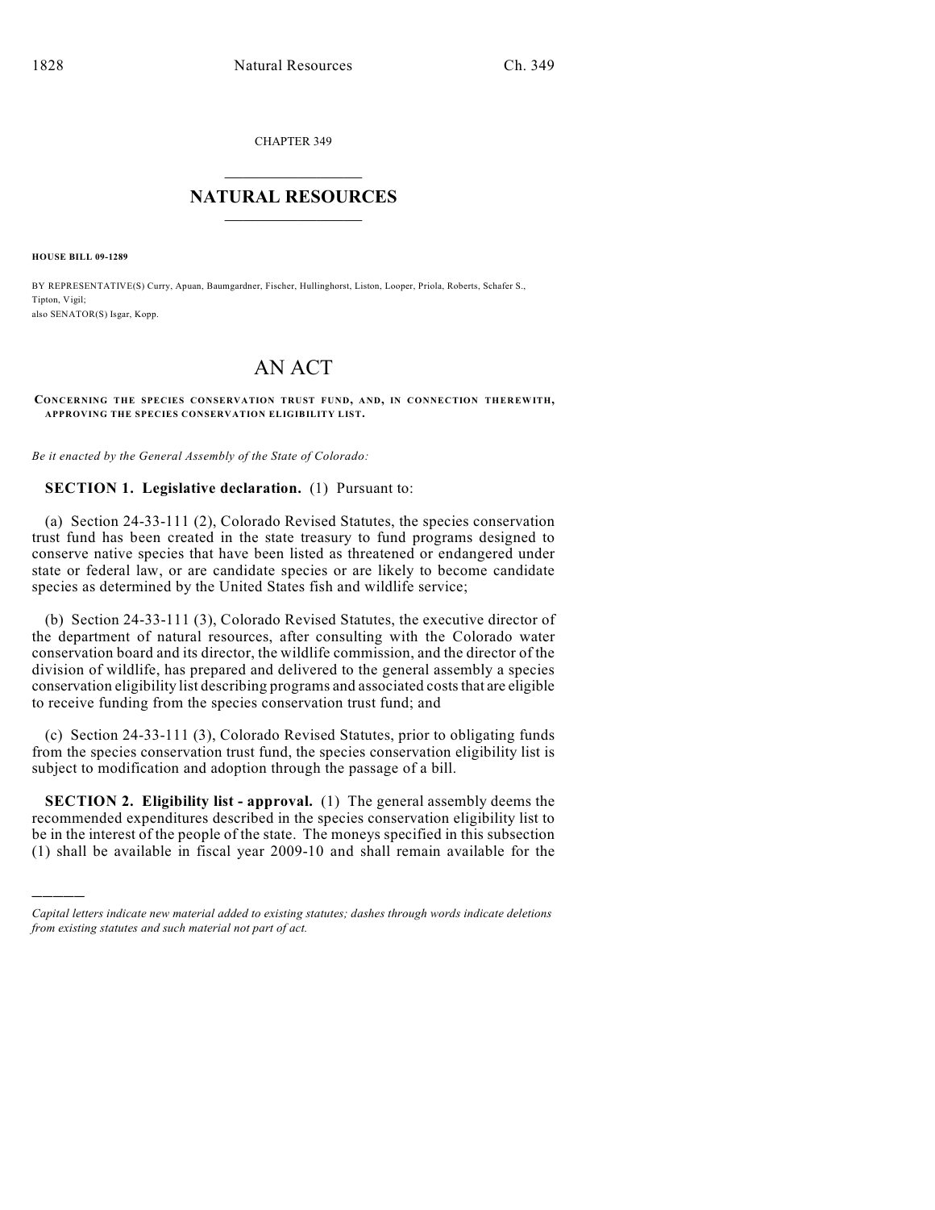CHAPTER 349

# NATURAL RESOURCES

**HOUSE BILL 09-1289**

BY REPRESENTATIVE(S) Curry, Apuan, Baumgardner, Fischer, Hullinghorst, Liston, Looper, Priola, Roberts, Schafer S., Tipton, Vigil;
also SENATOR(S) Isgar, Kopp.

# AN ACT

**CONCERNING THE SPECIES CONSERVATION TRUST FUND, AND, IN CONNECTION THEREWITH, APPROVING THE SPECIES CONSERVATION ELIGIBILITY LIST.**

*Be it enacted by the General Assembly of the State of Colorado:*

**SECTION 1. Legislative declaration.** (1) Pursuant to:

(a) Section 24-33-111 (2), Colorado Revised Statutes, the species conservation trust fund has been created in the state treasury to fund programs designed to conserve native species that have been listed as threatened or endangered under state or federal law, or are candidate species or are likely to become candidate species as determined by the United States fish and wildlife service;

(b) Section 24-33-111 (3), Colorado Revised Statutes, the executive director of the department of natural resources, after consulting with the Colorado water conservation board and its director, the wildlife commission, and the director of the division of wildlife, has prepared and delivered to the general assembly a species conservation eligibility list describing programs and associated costs that are eligible to receive funding from the species conservation trust fund; and

(c) Section 24-33-111 (3), Colorado Revised Statutes, prior to obligating funds from the species conservation trust fund, the species conservation eligibility list is subject to modification and adoption through the passage of a bill.

**SECTION 2. Eligibility list - approval.** (1) The general assembly deems the recommended expenditures described in the species conservation eligibility list to be in the interest of the people of the state. The moneys specified in this subsection (1) shall be available in fiscal year 2009-10 and shall remain available for the

---

*Capital letters indicate new material added to existing statutes; dashes through words indicate deletions from existing statutes and such material not part of act.*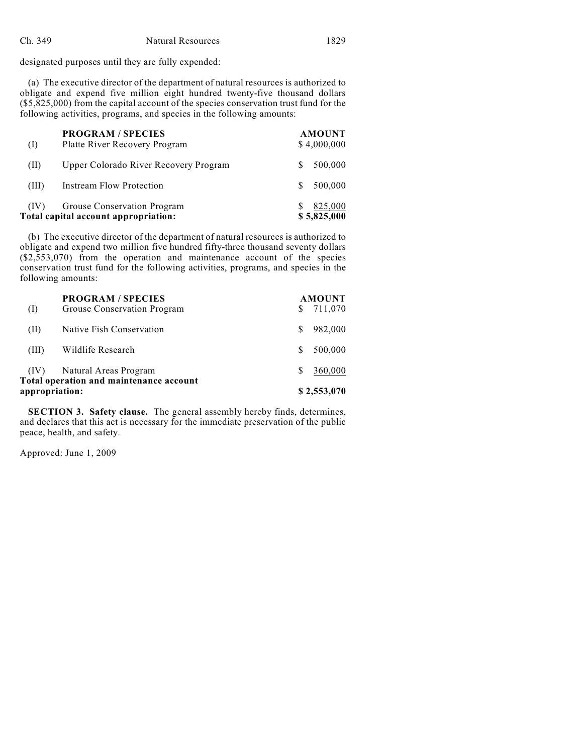designated purposes until they are fully expended:

(a) The executive director of the department of natural resources is authorized to obligate and expend five million eight hundred twenty-five thousand dollars ($5,825,000) from the capital account of the species conservation trust fund for the following activities, programs, and species in the following amounts:

| | PROGRAM / SPECIES | AMOUNT |
|---|---|---|
| (I) | Platte River Recovery Program | $ 4,000,000 |
| (II) | Upper Colorado River Recovery Program | $ 500,000 |
| (III) | Instream Flow Protection | $ 500,000 |
| (IV) | Grouse Conservation Program | $ 825,000 |
| **Total capital account appropriation:** | | **$ 5,825,000** |

(b) The executive director of the department of natural resources is authorized to obligate and expend two million five hundred fifty-three thousand seventy dollars ($2,553,070) from the operation and maintenance account of the species conservation trust fund for the following activities, programs, and species in the following amounts:

| | PROGRAM / SPECIES | AMOUNT |
|---|---|---|
| (I) | Grouse Conservation Program | $ 711,070 |
| (II) | Native Fish Conservation | $ 982,000 |
| (III) | Wildlife Research | $ 500,000 |
| (IV) | Natural Areas Program | $ 360,000 |
| **Total operation and maintenance account appropriation:** | | **$ 2,553,070** |

**SECTION 3. Safety clause.** The general assembly hereby finds, determines, and declares that this act is necessary for the immediate preservation of the public peace, health, and safety.

Approved: June 1, 2009